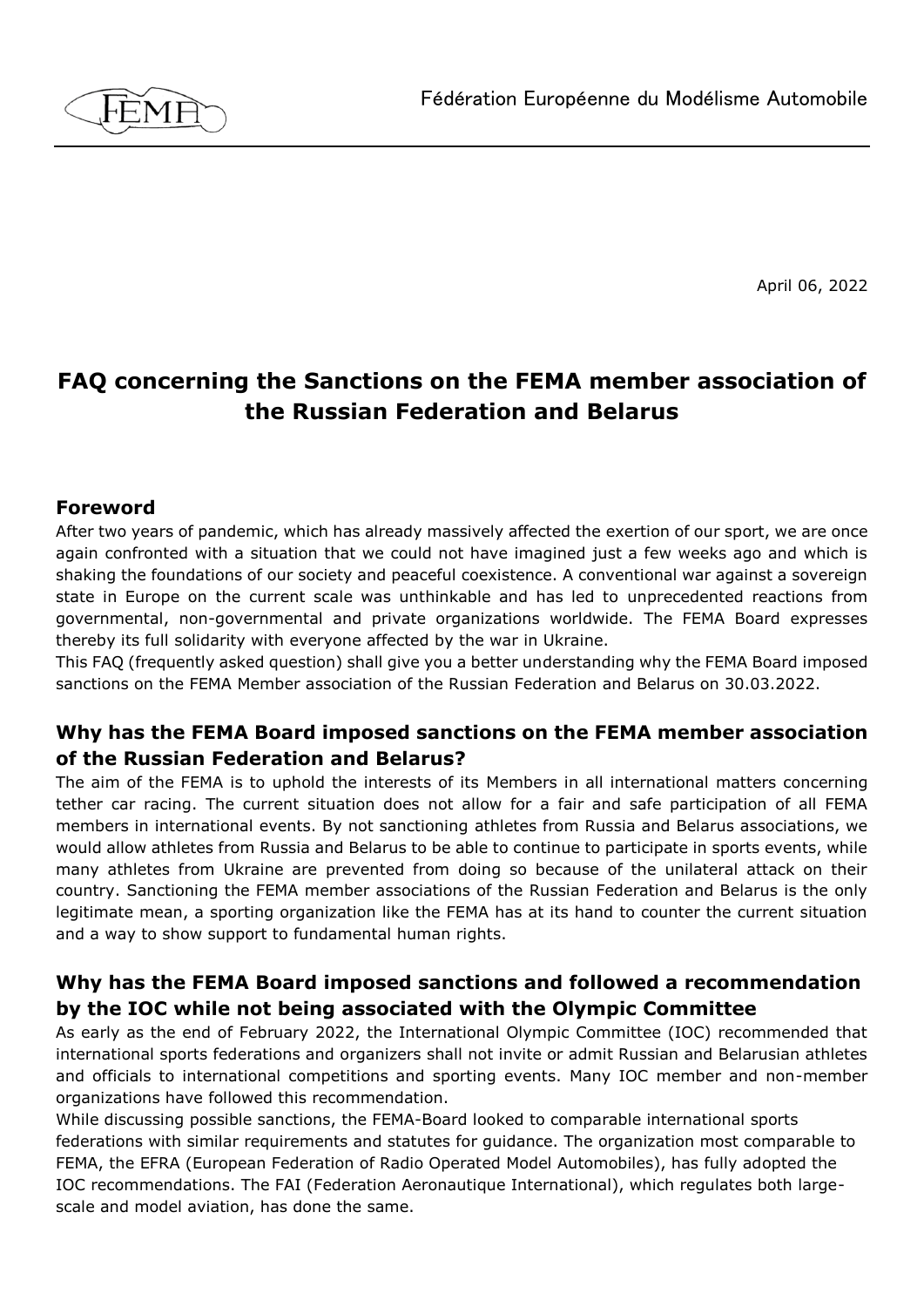Fédération Européenne du Modélisme Automobile

April 06, 2022

# FAQ concerning the Sanctions on the FEMA member association of the Russian Federation and Belarus

## Foreword

After two years of pandemic, which has already massively affected the exertion of our sport, we are once again confronted with a situation that we could not have imagined just a few weeks ago and which is shaking the foundations of our society and peaceful coexistence. A conventional war against a sovereign state in Europe on the current scale was unthinkable and has led to unprecedented reactions from governmental, non-governmental and private organizations worldwide. The FEMA Board expresses thereby its full solidarity with everyone affected by the war in Ukraine.

This FAQ (frequently asked question) shall give you a better understanding why the FEMA Board imposed sanctions on the FEMA Member association of the Russian Federation and Belarus on 30.03.2022.

## Why has the FEMA Board imposed sanctions on the FEMA member association of the Russian Federation and Belarus?

The aim of the FEMA is to uphold the interests of its Members in all international matters concerning tether car racing. The current situation does not allow for a fair and safe participation of all FEMA members in international events. By not sanctioning athletes from Russia and Belarus associations, we would allow athletes from Russia and Belarus to be able to continue to participate in sports events, while many athletes from Ukraine are prevented from doing so because of the unilateral attack on their country. Sanctioning the FEMA member associations of the Russian Federation and Belarus is the only legitimate mean, a sporting organization like the FEMA has at its hand to counter the current situation and a way to show support to fundamental human rights.

## Why has the FEMA Board imposed sanctions and followed a recommendation by the IOC while not being associated with the Olympic Committee

As early as the end of February 2022, the International Olympic Committee (IOC) recommended that international sports federations and organizers shall not invite or admit Russian and Belarusian athletes and officials to international competitions and sporting events. Many IOC member and non-member organizations have followed this recommendation.

While discussing possible sanctions, the FEMA-Board looked to comparable international sports federations with similar requirements and statutes for guidance. The organization most comparable to FEMA, the EFRA (European Federation of Radio Operated Model Automobiles), has fully adopted the IOC recommendations. The FAI (Federation Aeronautique International), which regulates both large-scale and model aviation, has done the same.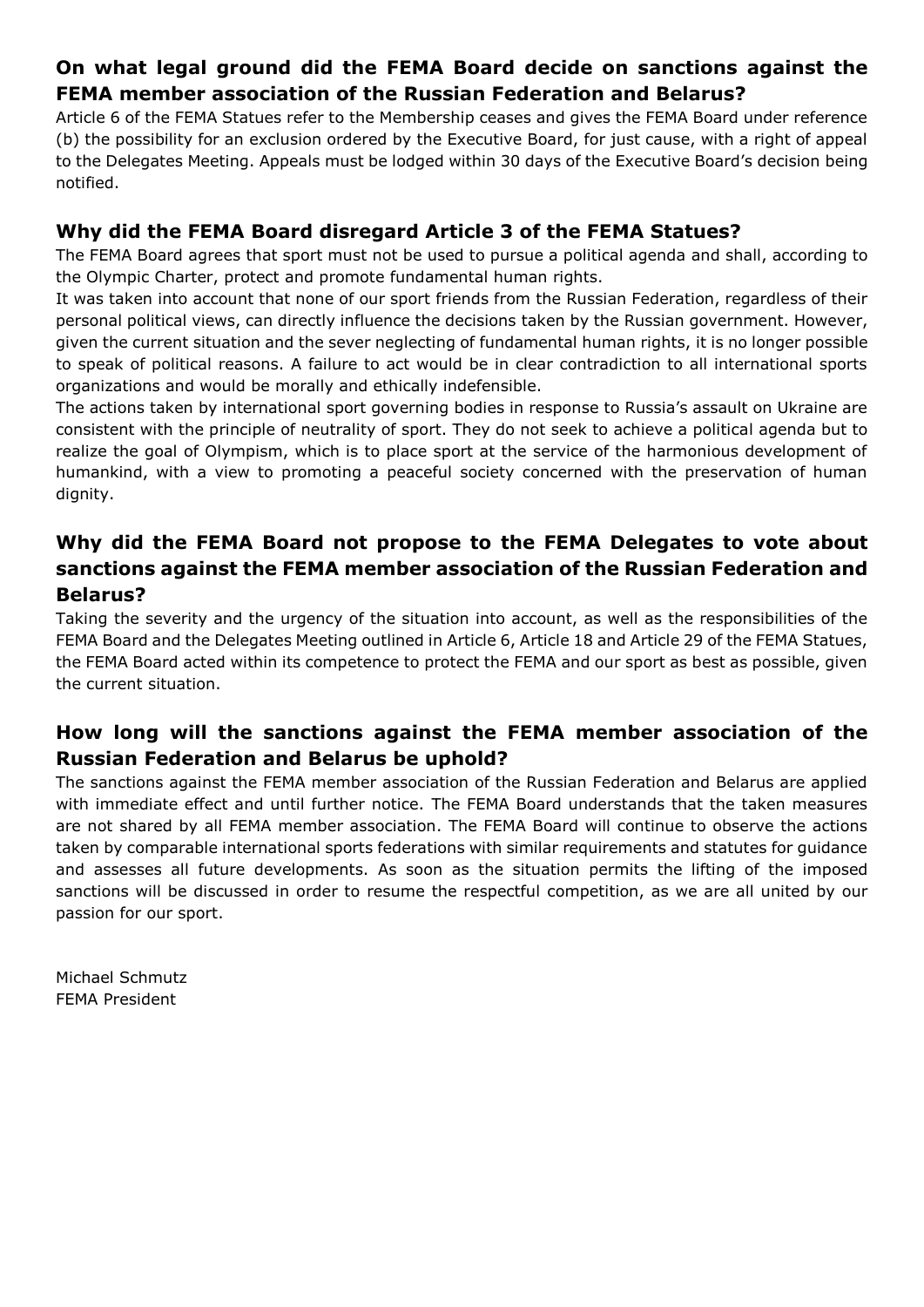### On what legal ground did the FEMA Board decide on sanctions against the FEMA member association of the Russian Federation and Belarus?

Article 6 of the FEMA Statues refer to the Membership ceases and gives the FEMA Board under reference (b) the possibility for an exclusion ordered by the Executive Board, for just cause, with a right of appeal to the Delegates Meeting. Appeals must be lodged within 30 days of the Executive Board's decision being notified.

### Why did the FEMA Board disregard Article 3 of the FEMA Statues?

The FEMA Board agrees that sport must not be used to pursue a political agenda and shall, according to the Olympic Charter, protect and promote fundamental human rights.

It was taken into account that none of our sport friends from the Russian Federation, regardless of their personal political views, can directly influence the decisions taken by the Russian government. However, given the current situation and the sever neglecting of fundamental human rights, it is no longer possible to speak of political reasons. A failure to act would be in clear contradiction to all international sports organizations and would be morally and ethically indefensible.

The actions taken by international sport governing bodies in response to Russia's assault on Ukraine are consistent with the principle of neutrality of sport. They do not seek to achieve a political agenda but to realize the goal of Olympism, which is to place sport at the service of the harmonious development of humankind, with a view to promoting a peaceful society concerned with the preservation of human dignity.

### Why did the FEMA Board not propose to the FEMA Delegates to vote about sanctions against the FEMA member association of the Russian Federation and Belarus?

Taking the severity and the urgency of the situation into account, as well as the responsibilities of the FEMA Board and the Delegates Meeting outlined in Article 6, Article 18 and Article 29 of the FEMA Statues, the FEMA Board acted within its competence to protect the FEMA and our sport as best as possible, given the current situation.

### How long will the sanctions against the FEMA member association of the Russian Federation and Belarus be uphold?

The sanctions against the FEMA member association of the Russian Federation and Belarus are applied with immediate effect and until further notice. The FEMA Board understands that the taken measures are not shared by all FEMA member association. The FEMA Board will continue to observe the actions taken by comparable international sports federations with similar requirements and statutes for guidance and assesses all future developments. As soon as the situation permits the lifting of the imposed sanctions will be discussed in order to resume the respectful competition, as we are all united by our passion for our sport.

Michael Schmutz
FEMA President